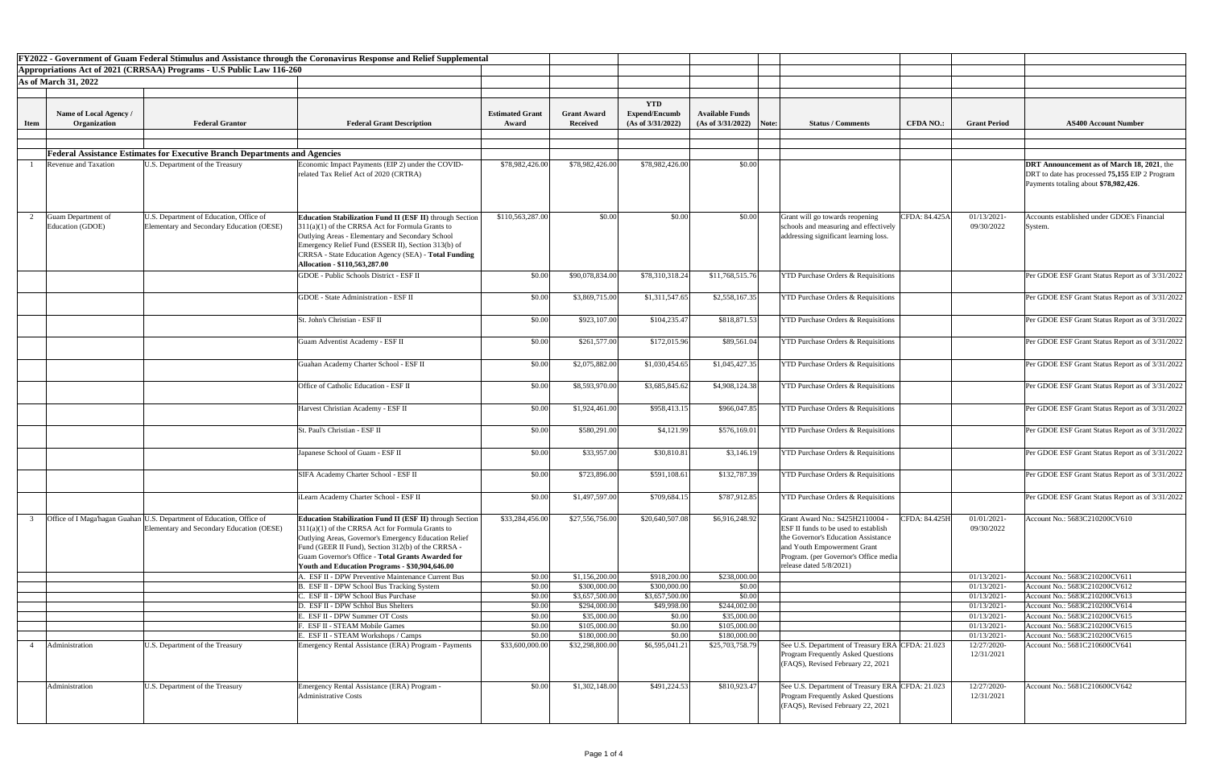# FY2022 - Government of Guam Federal Stimulus and Assistance through the Coronavirus Response and Relief Supplemental Appropriations Act of 2021 (CRRSAA) Programs - U.S Public Law 116-260

## As of March 31, 2022

| Item | Name of Local Agency / Organization | Federal Grantor | Federal Grant Description | Estimated Grant Award | Grant Award Received | YTD Expend/Encumb (As of 3/31/2022) | Available Funds (As of 3/31/2022) | Note: | Status / Comments | CFDA NO.: | Grant Period | AS400 Account Number |
|---|---|---|---|---|---|---|---|---|---|---|---|---|
| | **Federal Assistance Estimates for Executive Branch Departments and Agencies** | | | | | | | | | | | |
| 1 | Revenue and Taxation | U.S. Department of the Treasury | Economic Impact Payments (EIP 2) under the COVID-related Tax Relief Act of 2020 (CRTRA) | $78,982,426.00 | $78,982,426.00 | $78,982,426.00 | $0.00 | | | | | **DRT Announcement as of March 18, 2021**, the DRT to date has processed **75,155** EIP 2 Program Payments totaling about **$78,982,426**. |
| 2 | Guam Department of Education (GDOE) | U.S. Department of Education, Office of Elementary and Secondary Education (OESE) | **Education Stabilization Fund II (ESF II)** through Section 311(a)(1) of the CRRSA Act for Formula Grants to Outlying Areas - Elementary and Secondary School Emergency Relief Fund (ESSER II), Section 313(b) of CRRSA - State Education Agency (SEA) - **Total Funding Allocation - $110,563,287.00** | $110,563,287.00 | $0.00 | $0.00 | $0.00 | | Grant will go towards reopening schools and measuring and effectively addressing significant learning loss. | CFDA: 84.425A | 01/13/2021-09/30/2022 | Accounts established under GDOE's Financial System. |
| | | | GDOE - Public Schools District - ESF II | $0.00 | $90,078,834.00 | $78,310,318.24 | $11,768,515.76 | | YTD Purchase Orders & Requisitions | | | Per GDOE ESF Grant Status Report as of 3/31/2022 |
| | | | GDOE - State Administration - ESF II | $0.00 | $3,869,715.00 | $1,311,547.65 | $2,558,167.35 | | YTD Purchase Orders & Requisitions | | | Per GDOE ESF Grant Status Report as of 3/31/2022 |
| | | | St. John's Christian - ESF II | $0.00 | $923,107.00 | $104,235.47 | $818,871.53 | | YTD Purchase Orders & Requisitions | | | Per GDOE ESF Grant Status Report as of 3/31/2022 |
| | | | Guam Adventist Academy - ESF II | $0.00 | $261,577.00 | $172,015.96 | $89,561.04 | | YTD Purchase Orders & Requisitions | | | Per GDOE ESF Grant Status Report as of 3/31/2022 |
| | | | Guahan Academy Charter School - ESF II | $0.00 | $2,075,882.00 | $1,030,454.65 | $1,045,427.35 | | YTD Purchase Orders & Requisitions | | | Per GDOE ESF Grant Status Report as of 3/31/2022 |
| | | | Office of Catholic Education - ESF II | $0.00 | $8,593,970.00 | $3,685,845.62 | $4,908,124.38 | | YTD Purchase Orders & Requisitions | | | Per GDOE ESF Grant Status Report as of 3/31/2022 |
| | | | Harvest Christian Academy - ESF II | $0.00 | $1,924,461.00 | $958,413.15 | $966,047.85 | | YTD Purchase Orders & Requisitions | | | Per GDOE ESF Grant Status Report as of 3/31/2022 |
| | | | St. Paul's Christian - ESF II | $0.00 | $580,291.00 | $4,121.99 | $576,169.01 | | YTD Purchase Orders & Requisitions | | | Per GDOE ESF Grant Status Report as of 3/31/2022 |
| | | | Japanese School of Guam - ESF II | $0.00 | $33,957.00 | $30,810.81 | $3,146.19 | | YTD Purchase Orders & Requisitions | | | Per GDOE ESF Grant Status Report as of 3/31/2022 |
| | | | SIFA Academy Charter School - ESF II | $0.00 | $723,896.00 | $591,108.61 | $132,787.39 | | YTD Purchase Orders & Requisitions | | | Per GDOE ESF Grant Status Report as of 3/31/2022 |
| | | | iLearn Academy Charter School - ESF II | $0.00 | $1,497,597.00 | $709,684.15 | $787,912.85 | | YTD Purchase Orders & Requisitions | | | Per GDOE ESF Grant Status Report as of 3/31/2022 |
| 3 | Office of I Maga'hagan Guahan | U.S. Department of Education, Office of Elementary and Secondary Education (OESE) | **Education Stabilization Fund II (ESF II)** through Section 311(a)(1) of the CRRSA Act for Formula Grants to Outlying Areas, Governor's Emergency Education Relief Fund (GEER II Fund), Section 312(b) of the CRRSA - Guam Governor's Office - **Total Grants Awarded for Youth and Education Programs - $30,904,646.00** | $33,284,456.00 | $27,556,756.00 | $20,640,507.08 | $6,916,248.92 | | Grant Award No.: S425H2110004 - ESF II funds to be used to establish the Governor's Education Assistance and Youth Empowerment Grant Program. (per Governor's Office media release dated 5/8/2021) | CFDA: 84.425H | 01/01/2021-09/30/2022 | Account No.: 5683C210200CV610 |
| | | | A. ESF II - DPW Preventive Maintenance Current Bus | $0.00 | $1,156,200.00 | $918,200.00 | $238,000.00 | | | | 01/13/2021- | Account No.: 5683C210200CV611 |
| | | | B. ESF II - DPW School Bus Tracking System | $0.00 | $300,000.00 | $300,000.00 | $0.00 | | | | 01/13/2021- | Account No.: 5683C210200CV612 |
| | | | C. ESF II - DPW School Bus Purchase | $0.00 | $3,657,500.00 | $3,657,500.00 | $0.00 | | | | 01/13/2021- | Account No.: 5683C210200CV613 |
| | | | D. ESF II - DPW Schhol Bus Shelters | $0.00 | $294,000.00 | $49,998.00 | $244,002.00 | | | | 01/13/2021- | Account No.: 5683C210200CV614 |
| | | | E. ESF II - DPW Summer OT Costs | $0.00 | $35,000.00 | $0.00 | $35,000.00 | | | | 01/13/2021- | Account No.: 5683C210200CV615 |
| | | | F. ESF II - STEAM Mobile Games | $0.00 | $105,000.00 | $0.00 | $105,000.00 | | | | 01/13/2021- | Account No.: 5683C210200CV615 |
| | | | E. ESF II - STEAM Workshops / Camps | $0.00 | $180,000.00 | $0.00 | $180,000.00 | | | | 01/13/2021- | Account No.: 5683C210200CV615 |
| 4 | Administration | U.S. Department of the Treasury | Emergency Rental Assistance (ERA) Program - Payments | $33,600,000.00 | $32,298,800.00 | $6,595,041.21 | $25,703,758.79 | | See U.S. Department of Treasury ERA Program Frequently Asked Questions (FAQS), Revised February 22, 2021 | CFDA: 21.023 | 12/27/2020-12/31/2021 | Account No.: 5681C210600CV641 |
| | Administration | U.S. Department of the Treasury | Emergency Rental Assistance (ERA) Program - Administrative Costs | $0.00 | $1,302,148.00 | $491,224.53 | $810,923.47 | | See U.S. Department of Treasury ERA Program Frequently Asked Questions (FAQS), Revised February 22, 2021 | CFDA: 21.023 | 12/27/2020-12/31/2021 | Account No.: 5681C210600CV642 |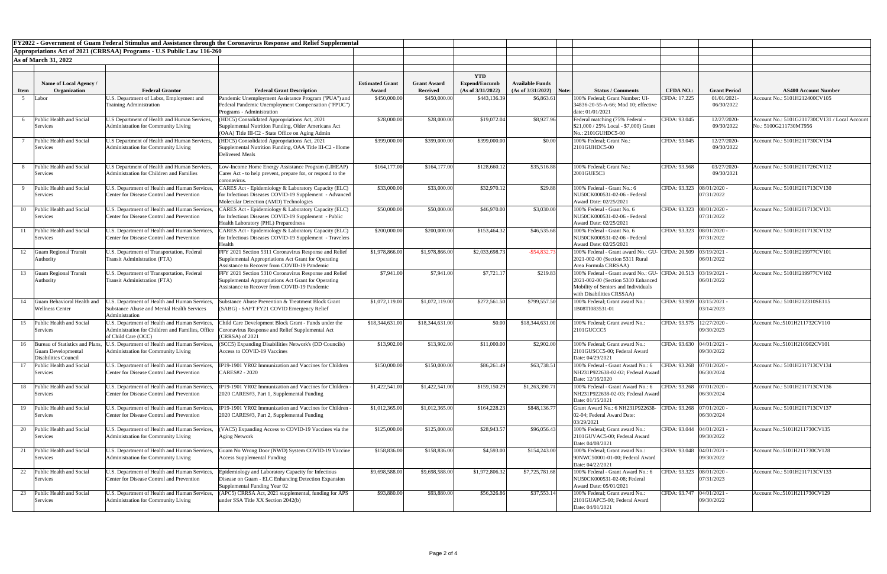**FY2022 - Government of Guam Federal Stimulus and Assistance through the Coronavirus Response and Relief Supplemental Appropriations Act of 2021 (CRRSAA) Programs - U.S Public Law 116-260**

**As of March 31, 2022**

| Item | Name of Local Agency / Organization | Federal Grantor | Federal Grant Description | Estimated Grant Award | Grant Award Received | YTD Expend/Encumb (As of 3/31/2022) | Available Funds (As of 3/31/2022) | Note: | Status / Comments | CFDA NO.: | Grant Period | AS400 Account Number |
|---|---|---|---|---|---|---|---|---|---|---|---|---|
| 5 | Labor | U.S. Department of Labor, Employment and Training Administration | Pandemic Unemployment Assistance Program ("PUA") and Federal Pandemic Unemployment Compensation ("FPUC") Programs - Administration | $450,000.00 | $450,000.00 | $443,136.39 | $6,863.61 | | 100% Federal; Grant Number: UI-34836-20-55-A-66; Mod 10; effective date: 01/01/2021 | CFDA: 17.225 | 01/01/2021-06/30/2022 | Account No.: 5101H212400CV105 |
| 6 | Public Health and Social Services | U.S Department of Health and Human Services, Administration for Community Living | (HDC5) Consolidated Appropriations Act, 2021 Supplemental Nutrition Funding, Older Americans Act (OAA) Title III-C2 - State Office on Aging Admin | $28,000.00 | $28,000.00 | $19,072.04 | $8,927.96 | | Federal matching (75% Federal - $21,000 / 25% Local - $7,000) Grant No.: 2101GUHDC5-00 | CFDA: 93.045 | 12/27/2020-09/30/2022 | Account No.: 5101G211730CV131 / Local Account No.: 5100G211730MT956 |
| 7 | Public Health and Social Services | U.S Department of Health and Human Services, Administration for Community Living | (HDC5) Consolidated Appropriations Act, 2021 Supplemental Nutrition Funding, OAA Title III-C2 - Home Delivered Meals | $399,000.00 | $399,000.00 | $399,000.00 | $0.00 | | 100% Federal; Grant No.: 2101GUHDC5-00 | CFDA: 93.045 | 12/27/2020-09/30/2022 | Account No.: 5101H211730CV134 |
| 8 | Public Health and Social Services | U.S Department of Health and Human Services, Administration for Children and Families | Low-Income Home Energy Assistance Program (LIHEAP) Cares Act - to help prevent, prepare for, or respond to the coronavirus. | $164,177.00 | $164,177.00 | $128,660.12 | $35,516.88 | | 100% Federal; Grant No.: 2001GUE5C3 | CFDA: 93.568 | 03/27/2020-09/30/2021 | Account No.: 5101H201726CV112 |
| 9 | Public Health and Social Services | U.S. Department of Health and Human Services, Center for Disease Control and Prevention | CARES Act - Epidemiology & Laboratory Capacity (ELC) for Infectious Diseases COVID-19 Supplement - Advanced Molecular Detection (AMD) Technologies | $33,000.00 | $33,000.00 | $32,970.12 | $29.88 | | 100% Federal - Grant No.: 6 NU50CK000531-02-06 - Federal Award Date: 02/25/2021 | CFDA: 93.323 | 08/01/2020 - 07/31/2022 | Account No.: 5101H201713CV130 |
| 10 | Public Health and Social Services | U.S. Department of Health and Human Services, Center for Disease Control and Prevention | CARES Act - Epidemiology & Laboratory Capacity (ELC) for Infectious Diseases COVID-19 Supplement - Public Health Laboratory (PHL) Preparedness | $50,000.00 | $50,000.00 | $46,970.00 | $3,030.00 | | 100% Federal - Grant No. 6 NU50CK000531-02-06 - Federal Award Date: 02/25/2021 | CFDA: 93.323 | 08/01/2020 - 07/31/2022 | Account No.: 5101H201713CV131 |
| 11 | Public Health and Social Services | U.S. Department of Health and Human Services, Center for Disease Control and Prevention | CARES Act - Epidemiology & Laboratory Capacity (ELC) for Infectious Diseases COVID-19 Supplement - Travelers Health | $200,000.00 | $200,000.00 | $153,464.32 | $46,535.68 | | 100% Federal - Grant No. 6 NU50CK000531-02-06 - Federal Award Date: 02/25/2021 | CFDA: 93.323 | 08/01/2020 - 07/31/2022 | Account No.: 5101H201713CV132 |
| 12 | Guam Regional Transit Authority | U.S. Department of Transportation, Federal Transit Administration (FTA) | FFY 2021 Section 5311 Coronavirus Response and Relief Supplemental Appropriations Act Grant for Operating Assistance to Recover from COVID-19 Pandemic | $1,978,866.00 | $1,978,866.00 | $2,033,698.73 | -$54,832.73 | | 100% Federal - Grant award No.: GU-2021-002-00 (Section 5311 Rural Area Formula CRRSAA) | CFDA: 20.509 | 03/19/2021 - 06/01/2022 | Account No.: 5101H219977CV101 |
| 13 | Guam Regional Transit Authority | U.S. Department of Transportation, Federal Transit Administration (FTA) | FFY 2021 Section 5310 Coronavirus Response and Relief Supplemental Appropriations Act Grant for Operating Assistance to Recover from COVID-19 Pandemic | $7,941.00 | $7,941.00 | $7,721.17 | $219.83 | | 100% Federal - Grant award No.: GU-2021-002-00 (Section 5310 Enhanced Mobility of Seniors and Individuals with Disabilities CRSSAA) | CFDA: 20.513 | 03/19/2021 - 06/01/2022 | Account No.: 5101H219977CV102 |
| 14 | Guam Behavioral Health and Wellness Center | U.S. Department of Health and Human Services, Substance Abuse and Mental Health Services Administration | Substance Abuse Prevention & Treatment Block Grant (SABG) - SAPT FY21 COVID Emergency Relief | $1,072,119.00 | $1,072,119.00 | $272,561.50 | $799,557.50 | | 100% Federal; Grant award No.: 1B08TI083531-01 | CFDA: 93.959 | 03/15/2021 - 03/14/2023 | Account No.: 5101H212310SE115 |
| 15 | Public Health and Social Services | U.S. Department of Health and Human Services, Administration for Children and Families, Office of Child Care (OCC) | Child Care Development Block Grant - Funds under the Coronavirus Response and Relief Supplemental Act (CRRSA) of 2021 | $18,344,631.00 | $18,344,631.00 | $0.00 | $18,344,631.00 | | 100% Federal; Grant award No.: 2101GUCCC5 | CFDA: 93.575 | 12/27/2020 - 09/30/2023 | Account No.:5101H211732CV110 |
| 16 | Bureau of Statistics and Plans, Guam Developmental Disabilities Council | U.S. Department of Health and Human Services, Administration for Community Living | (SCC5) Expanding Disabilities Network's (DD Councils) Access to COVID-19 Vaccines | $13,902.00 | $13,902.00 | $11,000.00 | $2,902.00 | | 100% Federal; Grant award No.: 2101GUSCC5-00; Federal Award Date: 04/29/2021 | CFDA: 93.630 | 04/01/2021 - 09/30/2022 | Account No.:5101H210902CV101 |
| 17 | Public Health and Social Services | U.S. Department of Health and Human Services, Center for Disease Control and Prevention | IP19-1901 YR02 Immunization and Vaccines for Children CARES#2 - 2020 | $150,000.00 | $150,000.00 | $86,261.49 | $63,738.51 | | 100% Federal - Grant Award No.: 6 NH231P922638-02-02; Federal Award Date: 12/16/2020 | CFDA: 93.268 | 07/01/2020 - 06/30/2024 | Account No.: 5101H211713CV134 |
| 18 | Public Health and Social Services | U.S. Department of Health and Human Services, Center for Disease Control and Prevention | IP19-1901 YR02 Immunization and Vaccines for Children - 2020 CARES#3, Part 1, Supplemental Funding | $1,422,541.00 | $1,422,541.00 | $159,150.29 | $1,263,390.71 | | 100% Federal - Grant Award No.: 6 NH231P922638-02-03; Federal Award Date: 01/15/2021 | CFDA: 93.268 | 07/01/2020 - 06/30/2024 | Account No.: 5101H211713CV136 |
| 19 | Public Health and Social Services | U.S. Department of Health and Human Services, Center for Disease Control and Prevention | IP19-1901 YR02 Immunization and Vaccines for Children - 2020 CARES#3, Part 2, Supplemental Funding | $1,012,365.00 | $1,012,365.00 | $164,228.23 | $848,136.77 | | Grant Award No.: 6 NH231P922638-02-04; Federal Award Date: 03/29/2021 | CFDA: 93.268 | 07/01/2020 - 06/30/2024 | Account No.: 5101H201713CV137 |
| 20 | Public Health and Social Services | U.S. Department of Health and Human Services, Administration for Community Living | (VAC5) Expanding Access to COVID-19 Vaccines via the Aging Network | $125,000.00 | $125,000.00 | $28,943.57 | $96,056.43 | | 100% Federal; Grant award No.: 2101GUVAC5-00; Federal Award Date: 04/08/2021 | CFDA: 93.044 | 04/01/2021 - 09/30/2022 | Account No.:5101H211730CV135 |
| 21 | Public Health and Social Services | U.S. Department of Health and Human Services, Administration for Community Living | Guam No Wrong Door (NWD) System COVID-19 Vaccine Access Supplemental Funding | $158,836.00 | $158,836.00 | $4,593.00 | $154,243.00 | | 100% Federal; Grant award No.: 90NWC50001-01-00; Federal Award Date: 04/22/2021 | CFDA: 93.048 | 04/01/2021 - 09/30/2022 | Account No.:5101H211730CV128 |
| 22 | Public Health and Social Services | U.S. Department of Health and Human Services, Center for Disease Control and Prevention | Epidemiology and Laboratory Capacity for Infectious Disease on Guam - ELC Enhancing Detection Expansion Supplemental Funding Year 02 | $9,698,588.00 | $9,698,588.00 | $1,972,806.32 | $7,725,781.68 | | 100% Federal - Grant Award No.: 6 NU50CK000531-02-08; Federal Award Date: 05/01/2021 | CFDA: 93.323 | 08/01/2020 - 07/31/2023 | Account No.: 5101H211713CV133 |
| 23 | Public Health and Social Services | U.S. Department of Health and Human Services, Administration for Community Living | (APC5) CRRSA Act, 2021 supplemental, funding for APS under SSA Title XX Section 2042(b) | $93,880.00 | $93,880.00 | $56,326.86 | $37,553.14 | | 100% Federal; Grant award No.: 2101GUAPC5-00; Federal Award Date: 04/01/2021 | CFDA: 93.747 | 04/01/2021 - 09/30/2022 | Account No.:5101H211730CV129 |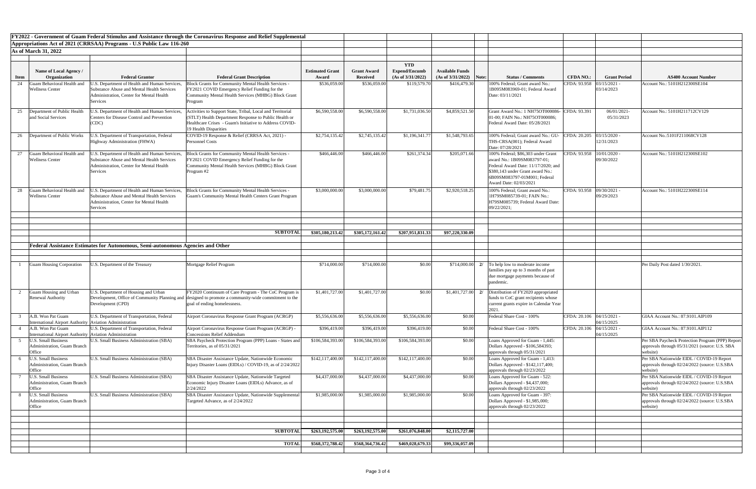**FY2022 - Government of Guam Federal Stimulus and Assistance through the Coronavirus Response and Relief Supplemental Appropriations Act of 2021 (CRRSAA) Programs - U.S Public Law 116-260**

**As of March 31, 2022**

| Item | Name of Local Agency / Organization | Federal Grantor | Federal Grant Description | Estimated Grant Award | Grant Award Received | YTD Expend/Encumb (As of 3/31/2022) | Available Funds (As of 3/31/2022) | Note: | Status / Comments | CFDA NO.: | Grant Period | AS400 Account Number |
|---|---|---|---|---|---|---|---|---|---|---|---|---|
| 24 | Guam Behavioral Health and Wellness Center | U.S. Department of Health and Human Services, Substance Abuse and Mental Health Services Administration, Center for Mental Health Services | Block Grants for Community Mental Health Services - FY2021 COVID Emergency Relief Funding for the Community Mental Health Services (MHBG) Block Grant Program | $536,059.00 | $536,059.00 | $119,579.70 | $416,479.30 | | 100% Federal; Grant award No.: 1B09SM083969-01; Federal Award Date: 03/11/2021 | CFDA: 93.958 | 03/15/2021 - 03/14/2023 | Account No.: 5101H212300SE104 |
| 25 | Department of Public Health and Social Services | U.S. Department of Health and Human Services, Centers for Disease Control and Prevention (CDC) | Activities to Support State, Tribal, Local and Territorial (STLT) Health Department Response to Public Health or Healthcare Crises - Guam's Initiative to Address COVID-19 Health Disparities | $6,590,558.00 | $6,590,558.00 | $1,731,036.50 | $4,859,521.50 | | Grant Award No.: 1 NH75OT000086-01-00; FAIN No.: NH75OT000086; Federal Award Date: 05/28/2021 | CFDA: 93.391 | 06/01/2021- 05/31/2023 | Account No.: 5101H211712CV129 |
| 26 | Department of Public Works | U.S. Department of Transportation, Federal Highway Administration (FHWA) | COVID-19 Response & Relief (CRRSA Act, 2021) - Personnel Costs | $2,754,135.42 | $2,745,135.42 | $1,196,341.77 | $1,548,793.65 | | 100% Federal; Grant award No.: GU-THS-CRSA(001); Federal Award Date: 07/28/2021 | CFDA: 20.205 | 03/15/2020 - 12/31/2023 | Account No.:5101F211068CV128 |
| 27 | Guam Behavioral Health and Wellness Center | U.S. Department of Health and Human Services, Substance Abuse and Mental Health Services Administration, Center for Mental Health Services | Block Grants for Community Mental Health Services - FY2021 COVID Emergency Relief Funding for the Community Mental Health Services (MHBG) Block Grant Program #2 | $466,446.00 | $466,446.00 | $261,374.34 | $205,071.66 | | 100% Federal; $86,303 under Grant award No.: 1B09SM083797-01; Federal Award Date: 11/17/2020; and $380,143 under Grant award No.: 6B09SM083797-01M001; Federal Award Date: 02/03/2021 | CFDA: 93.958 | 10/01/2020 - 09/30/2022 | Account No.: 5101H212300SE102 |
| 28 | Guam Behavioral Health and Wellness Center | U.S. Department of Health and Human Services, Substance Abuse and Mental Health Services Administration, Center for Mental Health Services | Block Grants for Community Mental Health Services - Guam's Community Mental Health Centers Grant Program | $3,000,000.00 | $3,000,000.00 | $79,481.75 | $2,920,518.25 | | 100% Federal; Grant award No.: 1H79SM085739-01; FAIN No.: H79SM085739; Federal Award Date: 09/22/2021; | CFDA: 93.958 | 09/30/2021 - 09/29/2023 | Account No.: 5101H222300SE114 |
| | | | **SUBTOTAL** | **$305,180,213.42** | **$305,172,161.42** | **$207,951,831.33** | **$97,220,330.09** | | | | | |
| | **Federal Assistance Estimates for Autonomous, Semi-autonomous Agencies and Other** | | | | | | | | | | | |
| 1 | Guam Housing Corporation | U.S. Department of the Treasury | Mortgage Relief Program | $714,000.00 | $714,000.00 | $0.00 | $714,000.00 | 2/ | To help low to moderate income families pay up to 3 months of past due mortgage payments because of pandemic. | | | Per Daily Post dated 1/30/2021. |
| 2 | Guam Housing and Urban Renewal Authority | U.S. Department of Housing and Urban Development, Office of Community Planning and Development (CPD) | FY2020 Continuum of Care Program - The CoC Program is designed to promote a community-wide commitment to the goal of ending homelessness. | $1,401,727.00 | $1,401,727.00 | $0.00 | $1,401,727.00 | 2/ | Distribution of FY2020 appropriated funds to CoC grant recipients whose current grants expire in Calendar Year 2021. | | | |
| 3 | A.B. Won Pat Guam International Airport Authority | U.S. Department of Transportation, Federal Aviation Administration | Airport Coronavirus Response Grant Program (ACRGP) | $5,556,636.00 | $5,556,636.00 | $5,556,636.00 | $0.00 | | Federal Share Cost - 100% | CFDA: 20.106 | 04/15/2021 - 04/15/2025 | GIAA Account No.: 87.9101.AIP109 |
| 4 | A.B. Won Pat Guam International Airport Authority | U.S. Department of Transportation, Federal Aviation Administration | Airport Coronavirus Response Grant Program (ACRGP) - Concessions Relief Addendum | $396,419.00 | $396,419.00 | $396,419.00 | $0.00 | | Federal Share Cost - 100% | CFDA: 20.106 | 04/15/2021 - 04/15/2025 | GIAA Account No.: 87.9101.AIP112 |
| 5 | U.S. Small Business Administration, Guam Branch Office | U.S. Small Business Administration (SBA) | SBA Paycheck Protection Program (PPP) Loans - States and Territories, as of 05/31/2021 | $106,584,393.00 | $106,584,393.00 | $106,584,393.00 | $0.00 | | Loans Approved for Guam - 1,445: Dollars Approved - $106,584393; approvals through 05/31/2021 | | | Per SBA Paycheck Protection Program (PPP) Report approvals through 05/31/2021 (source: U.S. SBA website) |
| 6 | U.S. Small Business Administration, Guam Branch Office | U.S. Small Business Administration (SBA) | SBA Disaster Assistance Update, Nationwide Economic Injury Disaster Loans (EIDLs) / COVID-19, as of 2/24/2022 | $142,117,400.00 | $142,117,400.00 | $142,117,400.00 | $0.00 | | Loans Approved for Guam - 1,413: Dollars Approved - $142,117,400; approvals through 02/23/2022 | | | Per SBA Nationwide EIDL / COVID-19 Report approvals through 02/24/2022 (source: U.S.SBA website) |
| 7 | U.S. Small Business Administration, Guam Branch Office | U.S. Small Business Administration (SBA) | SBA Disaster Assistance Update, Nationwide Targeted Economic Injury Disaster Loans (EIDLs) Advance, as of 2/24/2022 | $4,437,000.00 | $4,437,000.00 | $4,437,000.00 | $0.00 | | Loans Approved for Guam - 522: Dollars Approved - $4,437,000; approvals through 02/23/2022 | | | Per SBA Nationwide EIDL / COVID-19 Report approvals through 02/24/2022 (source: U.S.SBA website) |
| 8 | U.S. Small Business Administration, Guam Branch Office | U.S. Small Business Administration (SBA) | SBA Disaster Assistance Update, Nationwide Supplemental Targeted Advance, as of 2/24/2022 | $1,985,000.00 | $1,985,000.00 | $1,985,000.00 | $0.00 | | Loans Approved for Guam - 397: Dollars Approved - $1,985,000; approvals through 02/23/2022 | | | Per SBA Nationwide EIDL / COVID-19 Report approvals through 02/24/2022 (source: U.S.SBA website) |
| | | | **SUBTOTAL** | **$263,192,575.00** | **$263,192,575.00** | **$261,076,848.00** | **$2,115,727.00** | | | | | |
| | | | **TOTAL** | **$568,372,788.42** | **$568,364,736.42** | **$469,028,679.33** | **$99,336,057.09** | | | | | |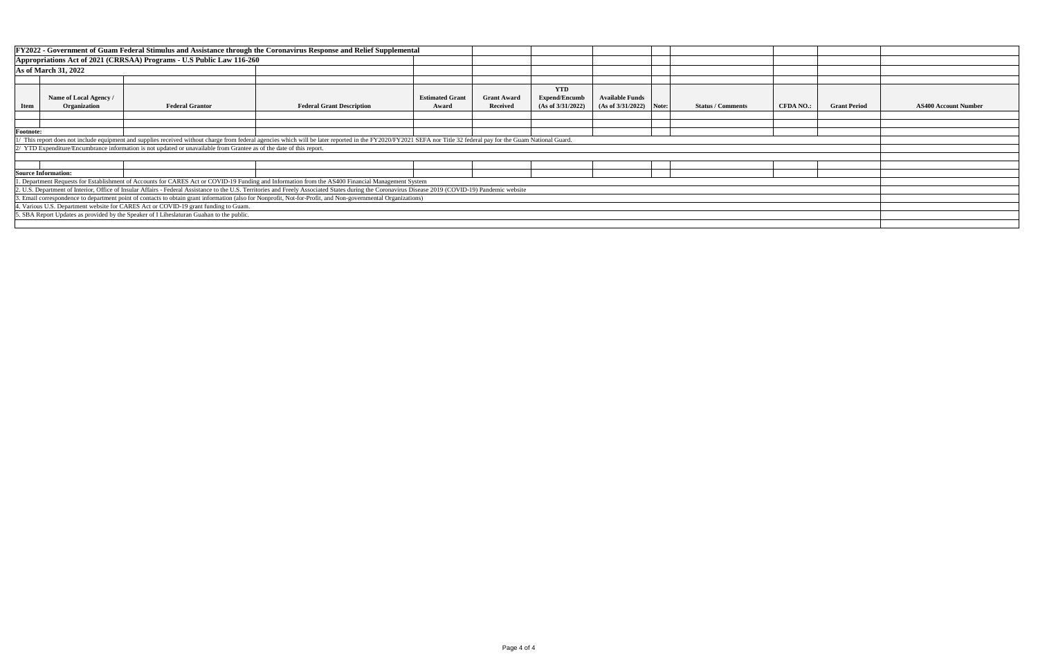**FY2022 - Government of Guam Federal Stimulus and Assistance through the Coronavirus Response and Relief Supplemental**

**Appropriations Act of 2021 (CRRSAA) Programs - U.S Public Law 116-260**

**As of March 31, 2022**

| Item | Name of Local Agency / Organization | Federal Grantor | Federal Grant Description | Estimated Grant Award | Grant Award Received | YTD Expend/Encumb (As of 3/31/2022) | Available Funds (As of 3/31/2022) | Note: | Status / Comments | CFDA NO.: | Grant Period | AS400 Account Number |
|---|---|---|---|---|---|---|---|---|---|---|---|---|
| | | | | | | | | | | | | |

**Footnote:**

1/ This report does not include equipment and supplies received without charge from federal agencies which will be later reported in the FY2020/FY2021 SEFA nor Title 32 federal pay for the Guam National Guard.

2/ YTD Expenditure/Encumbrance information is not updated or unavailable from Grantee as of the date of this report.

**Source Information:**

1. Department Requests for Establishment of Accounts for CARES Act or COVID-19 Funding and Information from the AS400 Financial Management System
2. U.S. Department of Interior, Office of Insular Affairs - Federal Assistance to the U.S. Territories and Freely Associated States during the Coronavirus Disease 2019 (COVID-19) Pandemic website
3. Email correspondence to department point of contacts to obtain grant information (also for Nonprofit, Not-for-Profit, and Non-governmental Organizations)
4. Various U.S. Department website for CARES Act or COVID-19 grant funding to Guam.
5. SBA Report Updates as provided by the Speaker of I Liheslaturan Guahan to the public.